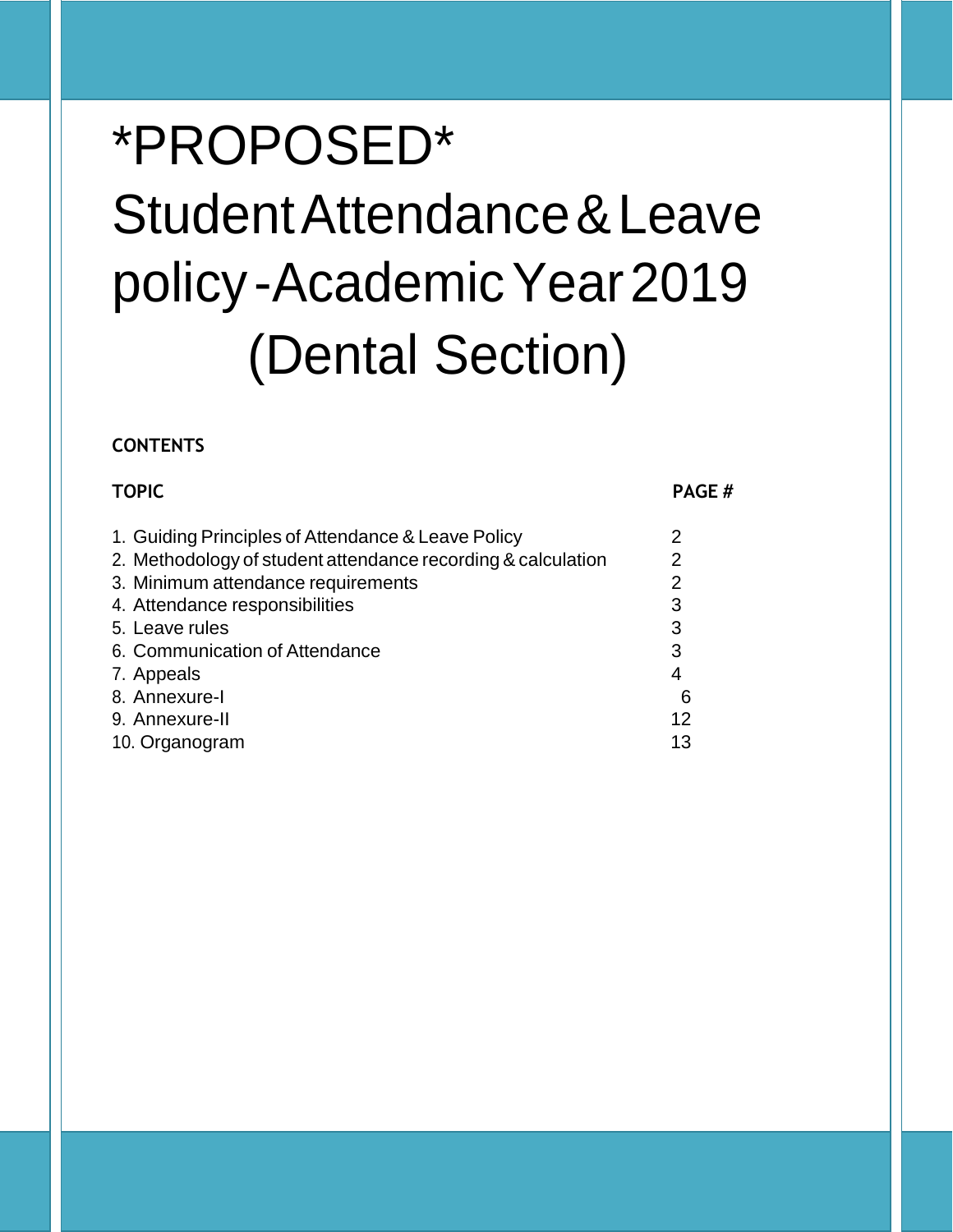# \*PROPOSED\* Student Attendance & Leave policy - Academic Year 2019 (Dental Section)

**CONTENTS**

| TOPIC | PAGE # |
|---|---|
| 1. Guiding Principles of Attendance & Leave Policy | 2 |
| 2. Methodology of student attendance recording & calculation | 2 |
| 3. Minimum attendance requirements | 2 |
| 4. Attendance responsibilities | 3 |
| 5. Leave rules | 3 |
| 6. Communication of Attendance | 3 |
| 7. Appeals | 4 |
| 8. Annexure-I | 6 |
| 9. Annexure-II | 12 |
| 10. Organogram | 13 |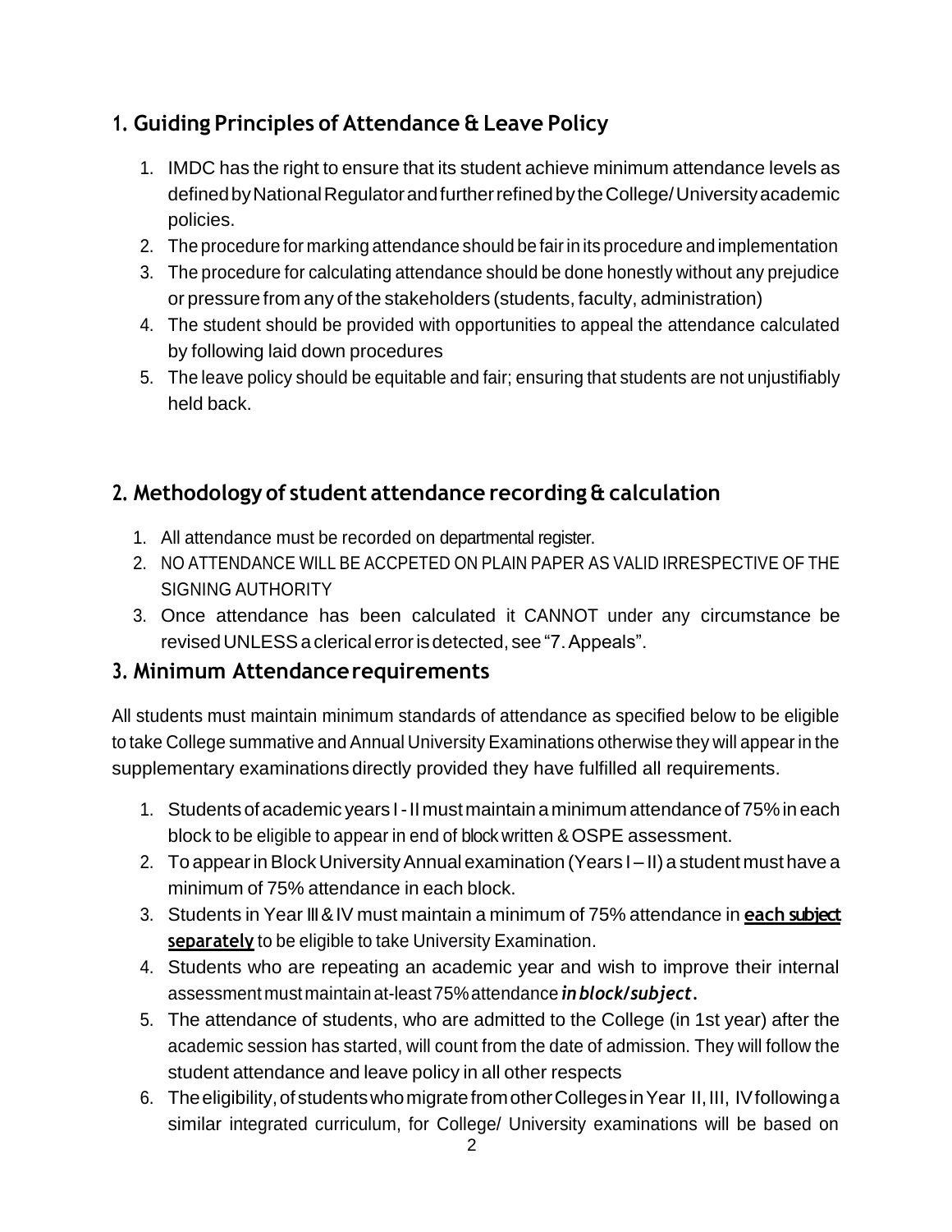## 1. Guiding Principles of Attendance & Leave Policy

1. IMDC has the right to ensure that its student achieve minimum attendance levels as defined by National Regulator and further refined by the College/ University academic policies.
2. The procedure for marking attendance should be fair in its procedure and implementation
3. The procedure for calculating attendance should be done honestly without any prejudice or pressure from any of the stakeholders (students, faculty, administration)
4. The student should be provided with opportunities to appeal the attendance calculated by following laid down procedures
5. The leave policy should be equitable and fair; ensuring that students are not unjustifiably held back.

## 2. Methodology of student attendance recording & calculation

1. All attendance must be recorded on departmental register.
2. NO ATTENDANCE WILL BE ACCPETED ON PLAIN PAPER AS VALID IRRESPECTIVE OF THE SIGNING AUTHORITY
3. Once attendance has been calculated it CANNOT under any circumstance be revised UNLESS a clerical error is detected, see "7. Appeals".

## 3. Minimum Attendance requirements

All students must maintain minimum standards of attendance as specified below to be eligible to take College summative and Annual University Examinations otherwise they will appear in the supplementary examinations directly provided they have fulfilled all requirements.

1. Students of academic years I - II must maintain a minimum attendance of 75% in each block to be eligible to appear in end of block written & OSPE assessment.
2. To appear in Block University Annual examination (Years I – II) a student must have a minimum of 75% attendance in each block.
3. Students in Year III & IV must maintain a minimum of 75% attendance in **each subject separately** to be eligible to take University Examination.
4. Students who are repeating an academic year and wish to improve their internal assessment must maintain at-least 75% attendance ***in block/subject***.
5. The attendance of students, who are admitted to the College (in 1st year) after the academic session has started, will count from the date of admission. They will follow the student attendance and leave policy in all other respects
6. The eligibility, of students who migrate from other Colleges in Year II, III, IV following a similar integrated curriculum, for College/ University examinations will be based on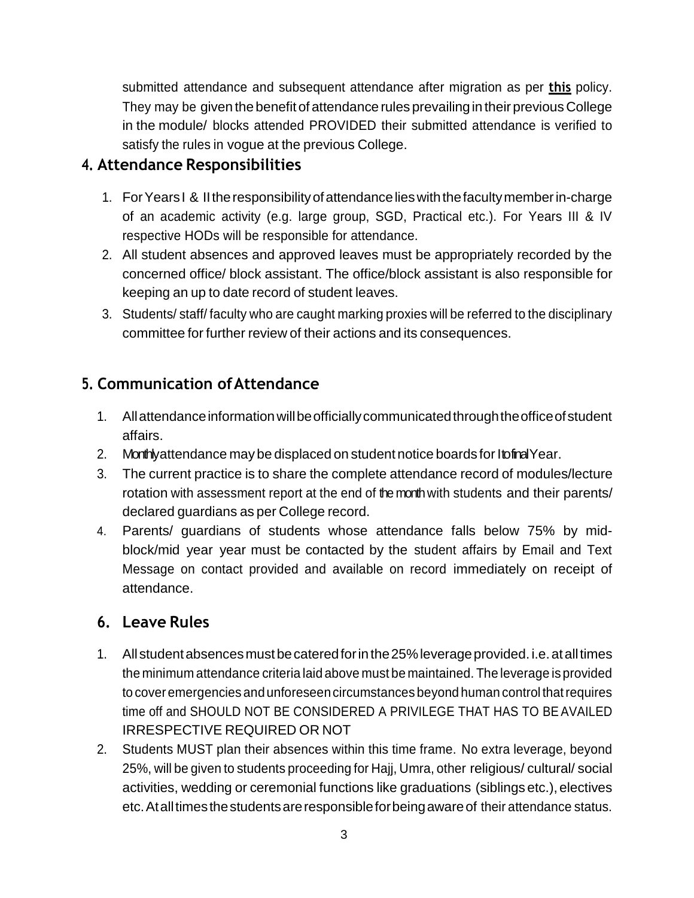submitted attendance and subsequent attendance after migration as per **this** policy. They may be given the benefit of attendance rules prevailing in their previous College in the module/ blocks attended PROVIDED their submitted attendance is verified to satisfy the rules in vogue at the previous College.

## 4. Attendance Responsibilities

1. For Years I & II the responsibility of attendance lies with the faculty member in-charge of an academic activity (e.g. large group, SGD, Practical etc.). For Years III & IV respective HODs will be responsible for attendance.
2. All student absences and approved leaves must be appropriately recorded by the concerned office/ block assistant. The office/block assistant is also responsible for keeping an up to date record of student leaves.
3. Students/ staff/ faculty who are caught marking proxies will be referred to the disciplinary committee for further review of their actions and its consequences.

## 5. Communication of Attendance

1. All attendance information will be officially communicated through the office of student affairs.
2. Monthly attendance may be displaced on student notice boards for I to final Year.
3. The current practice is to share the complete attendance record of modules/lecture rotation with assessment report at the end of the month with students and their parents/ declared guardians as per College record.
4. Parents/ guardians of students whose attendance falls below 75% by mid-block/mid year year must be contacted by the student affairs by Email and Text Message on contact provided and available on record immediately on receipt of attendance.

## 6. Leave Rules

1. All student absences must be catered for in the 25% leverage provided. i.e. at all times the minimum attendance criteria laid above must be maintained. The leverage is provided to cover emergencies and unforeseen circumstances beyond human control that requires time off and SHOULD NOT BE CONSIDERED A PRIVILEGE THAT HAS TO BE AVAILED IRRESPECTIVE REQUIRED OR NOT
2. Students MUST plan their absences within this time frame. No extra leverage, beyond 25%, will be given to students proceeding for Hajj, Umra, other religious/ cultural/ social activities, wedding or ceremonial functions like graduations (siblings etc.), electives etc. At all times the students are responsible for being aware of their attendance status.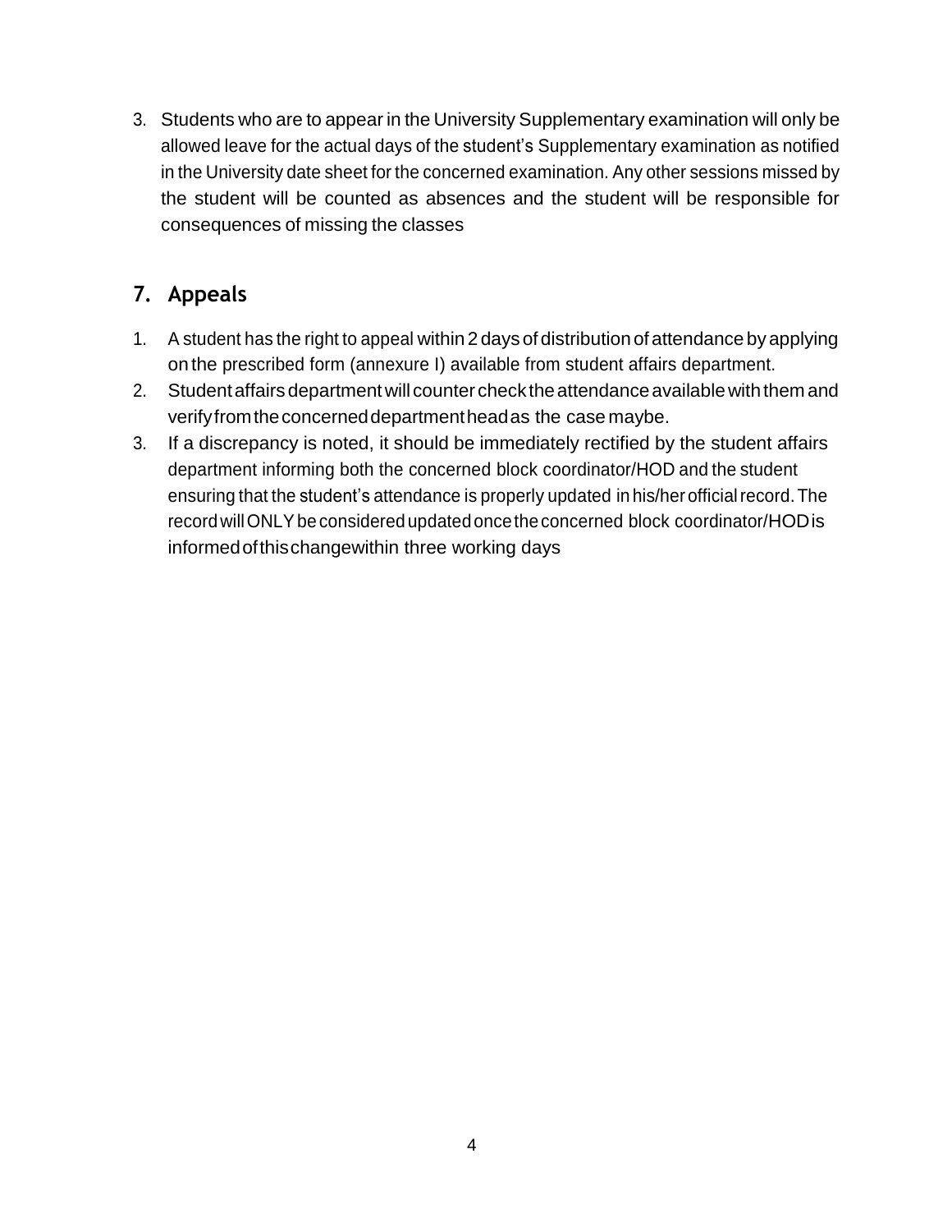3. Students who are to appear in the University Supplementary examination will only be allowed leave for the actual days of the student's Supplementary examination as notified in the University date sheet for the concerned examination. Any other sessions missed by the student will be counted as absences and the student will be responsible for consequences of missing the classes

## 7. Appeals

1. A student has the right to appeal within 2 days of distribution of attendance by applying on the prescribed form (annexure I) available from student affairs department.
2. Student affairs department will counter check the attendance available with them and verify from the concerned department head as the case maybe.
3. If a discrepancy is noted, it should be immediately rectified by the student affairs department informing both the concerned block coordinator/HOD and the student ensuring that the student's attendance is properly updated in his/her official record. The record will ONLY be considered updated once the concerned block coordinator/HOD is informed of this change within three working days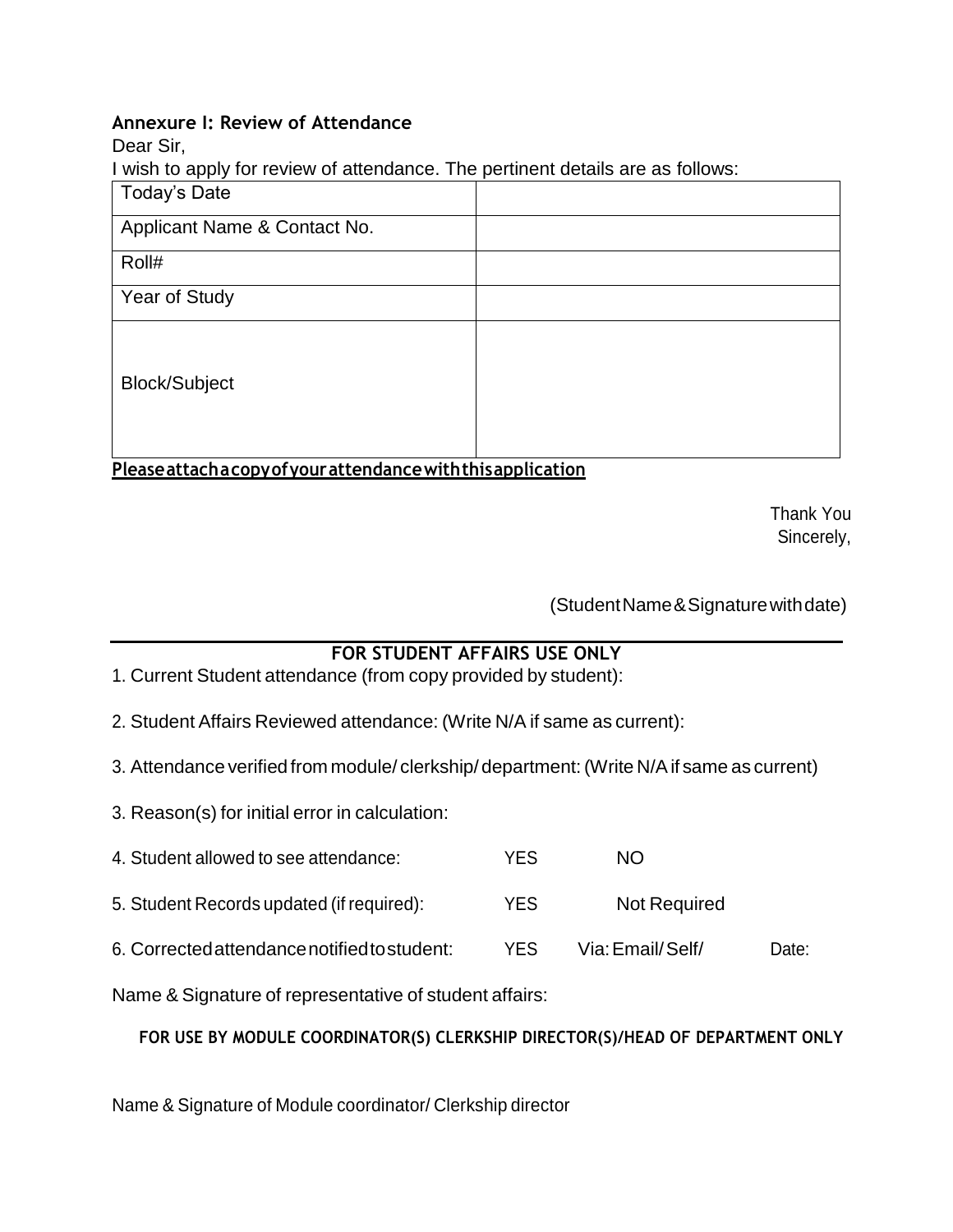## Annexure I: Review of Attendance

Dear Sir,

I wish to apply for review of attendance. The pertinent details are as follows:

| | |
|---|---|
| Today's Date | |
| Applicant Name & Contact No. | |
| Roll# | |
| Year of Study | |
| Block/Subject | |

**Please attach a copy of your attendance with this application**

Thank You

Sincerely,

(Student Name & Signature with date)

---

**FOR STUDENT AFFAIRS USE ONLY**

1. Current Student attendance (from copy provided by student):

2. Student Affairs Reviewed attendance: (Write N/A if same as current):

3. Attendance verified from module/ clerkship/ department: (Write N/A if same as current)

3. Reason(s) for initial error in calculation:

4. Student allowed to see attendance: YES NO

5. Student Records updated (if required): YES Not Required

6. Corrected attendance notified to student: YES Via: Email/ Self/ Date:

Name & Signature of representative of student affairs:

**FOR USE BY MODULE COORDINATOR(S) CLERKSHIP DIRECTOR(S)/HEAD OF DEPARTMENT ONLY**

Name & Signature of Module coordinator/ Clerkship director